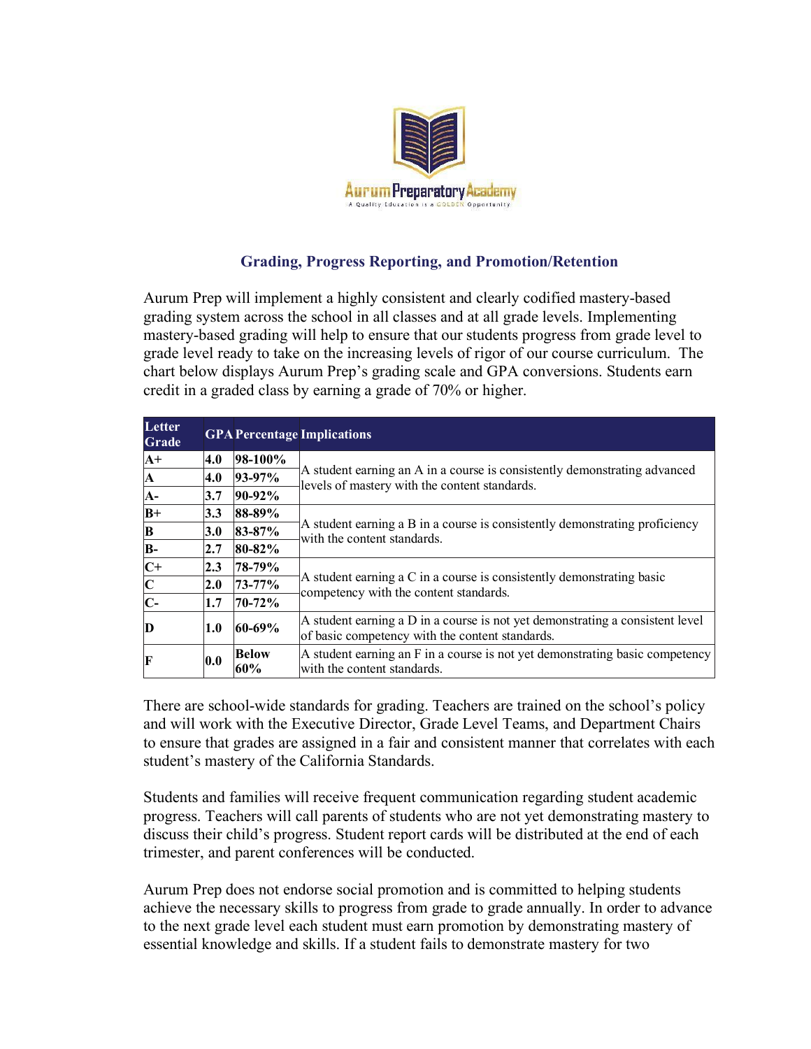## Grading, Progress Reporting, and Promotion/Retention

Aurum Prep will implement a highly consistent and clearly codified mastery-based grading system across the school in all classes and at all grade levels. Implementing mastery-based grading will help to ensure that our students progress from grade level to grade level ready to take on the increasing levels of rigor of our course curriculum. The chart below displays Aurum Prep's grading scale and GPA conversions. Students earn credit in a graded class by earning a grade of 70% or higher.

| Letter Grade | GPA | Percentage | Implications |
|---|---|---|---|
| A+ | 4.0 | 98-100% | A student earning an A in a course is consistently demonstrating advanced levels of mastery with the content standards. |
| A | 4.0 | 93-97% | |
| A- | 3.7 | 90-92% | |
| B+ | 3.3 | 88-89% | A student earning a B in a course is consistently demonstrating proficiency with the content standards. |
| B | 3.0 | 83-87% | |
| B- | 2.7 | 80-82% | |
| C+ | 2.3 | 78-79% | A student earning a C in a course is consistently demonstrating basic competency with the content standards. |
| C | 2.0 | 73-77% | |
| C- | 1.7 | 70-72% | |
| D | 1.0 | 60-69% | A student earning a D in a course is not yet demonstrating a consistent level of basic competency with the content standards. |
| F | 0.0 | Below 60% | A student earning an F in a course is not yet demonstrating basic competency with the content standards. |

There are school-wide standards for grading. Teachers are trained on the school's policy and will work with the Executive Director, Grade Level Teams, and Department Chairs to ensure that grades are assigned in a fair and consistent manner that correlates with each student's mastery of the California Standards.

Students and families will receive frequent communication regarding student academic progress. Teachers will call parents of students who are not yet demonstrating mastery to discuss their child's progress. Student report cards will be distributed at the end of each trimester, and parent conferences will be conducted.

Aurum Prep does not endorse social promotion and is committed to helping students achieve the necessary skills to progress from grade to grade annually. In order to advance to the next grade level each student must earn promotion by demonstrating mastery of essential knowledge and skills. If a student fails to demonstrate mastery for two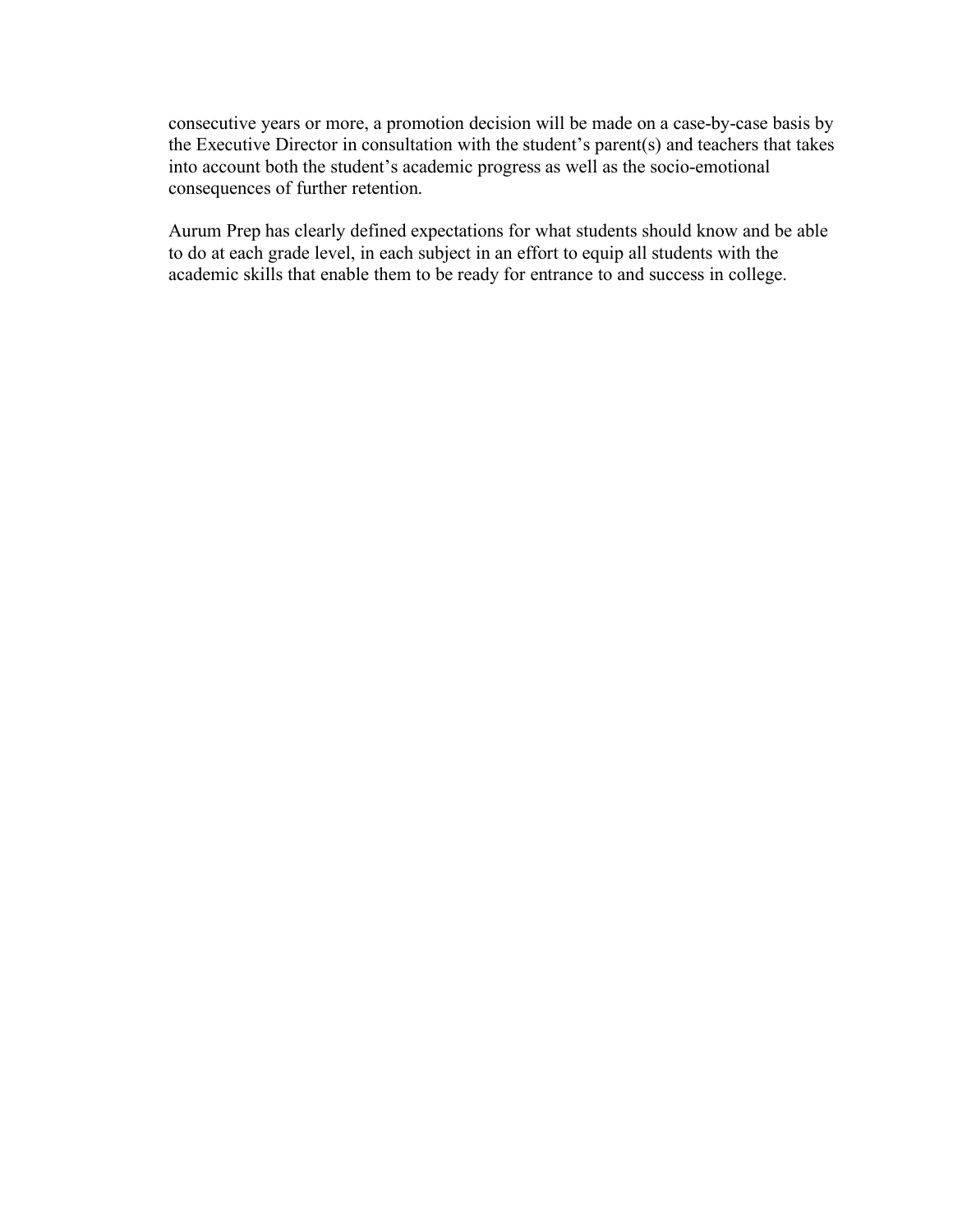consecutive years or more, a promotion decision will be made on a case-by-case basis by the Executive Director in consultation with the student's parent(s) and teachers that takes into account both the student's academic progress as well as the socio-emotional consequences of further retention.

Aurum Prep has clearly defined expectations for what students should know and be able to do at each grade level, in each subject in an effort to equip all students with the academic skills that enable them to be ready for entrance to and success in college.